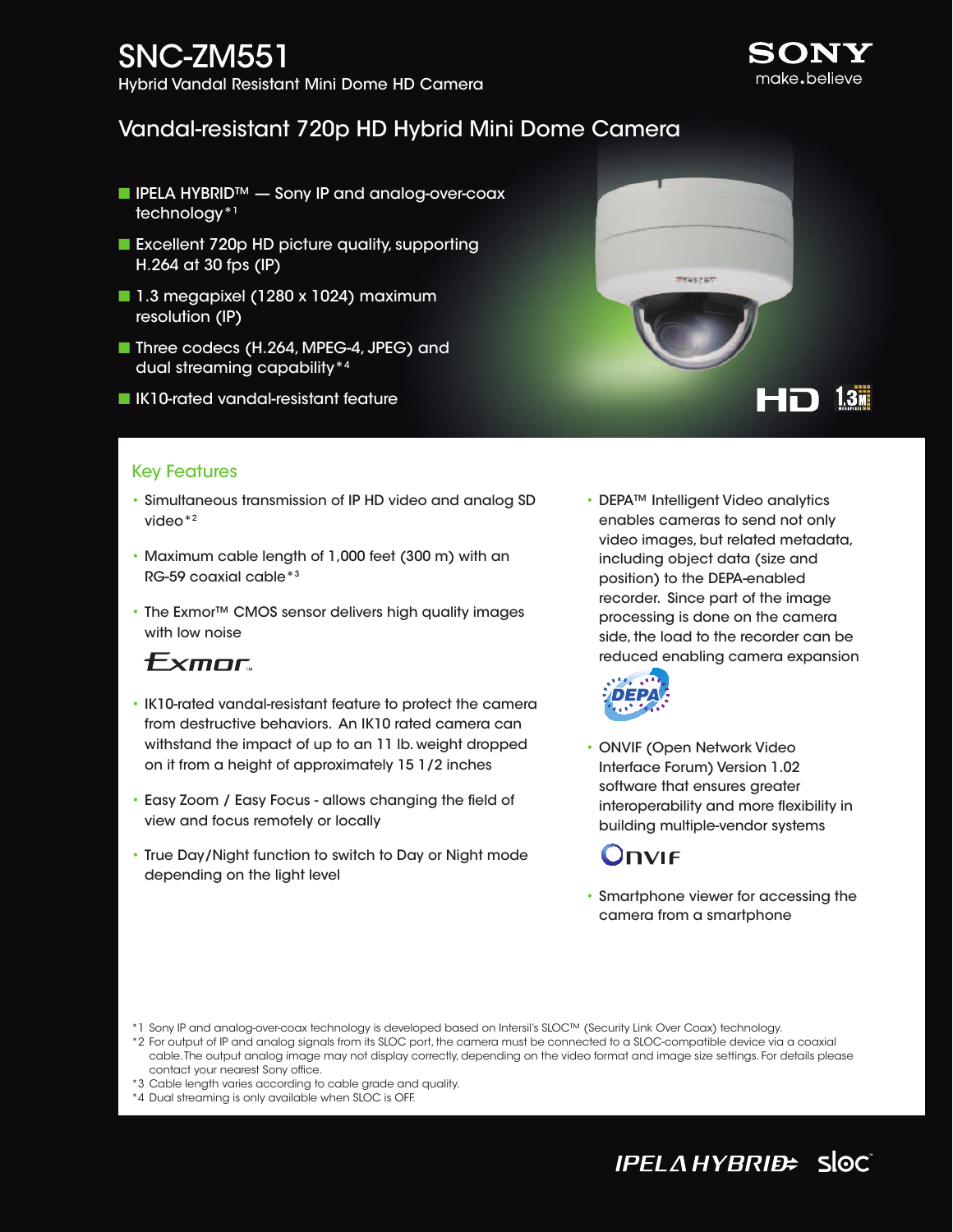# SNC-ZM551

Hybrid Vandal Resistant Mini Dome HD Camera

SONY make.believe

## Vandal-resistant 720p HD Hybrid Mini Dome Camera

- IPELA HYBRID™ — Sony IP and analog-over-coax technology *1
- Excellent 720p HD picture quality, supporting H.264 at 30 fps (IP)
- 1.3 megapixel (1280 x 1024) maximum resolution (IP)
- Three codecs (H.264, MPEG-4, JPEG) and dual streaming capability *4
- IK10-rated vandal-resistant feature

HD 1.3M

## Key Features

- Simultaneous transmission of IP HD video and analog SD video *2
- Maximum cable length of 1,000 feet (300 m) with an RG-59 coaxial cable *3
- The Exmor™ CMOS sensor delivers high quality images with low noise

Exmor

- IK10-rated vandal-resistant feature to protect the camera from destructive behaviors. An IK10 rated camera can withstand the impact of up to an 11 lb. weight dropped on it from a height of approximately 15 1/2 inches
- Easy Zoom / Easy Focus - allows changing the field of view and focus remotely or locally
- True Day/Night function to switch to Day or Night mode depending on the light level
- DEPA™ Intelligent Video analytics enables cameras to send not only video images, but related metadata, including object data (size and position) to the DEPA-enabled recorder. Since part of the image processing is done on the camera side, the load to the recorder can be reduced enabling camera expansion

DEPA

- ONVIF (Open Network Video Interface Forum) Version 1.02 software that ensures greater interoperability and more flexibility in building multiple-vendor systems

ONVIF

- Smartphone viewer for accessing the camera from a smartphone

*1 Sony IP and analog-over-coax technology is developed based on Intersil's SLOC™ (Security Link Over Coax) technology.
*2 For output of IP and analog signals from its SLOC port, the camera must be connected to a SLOC-compatible device via a coaxial cable. The output analog image may not display correctly, depending on the video format and image size settings. For details please contact your nearest Sony office.
*3 Cable length varies according to cable grade and quality.
*4 Dual streaming is only available when SLOC is OFF.

IPELA HYBRID sloc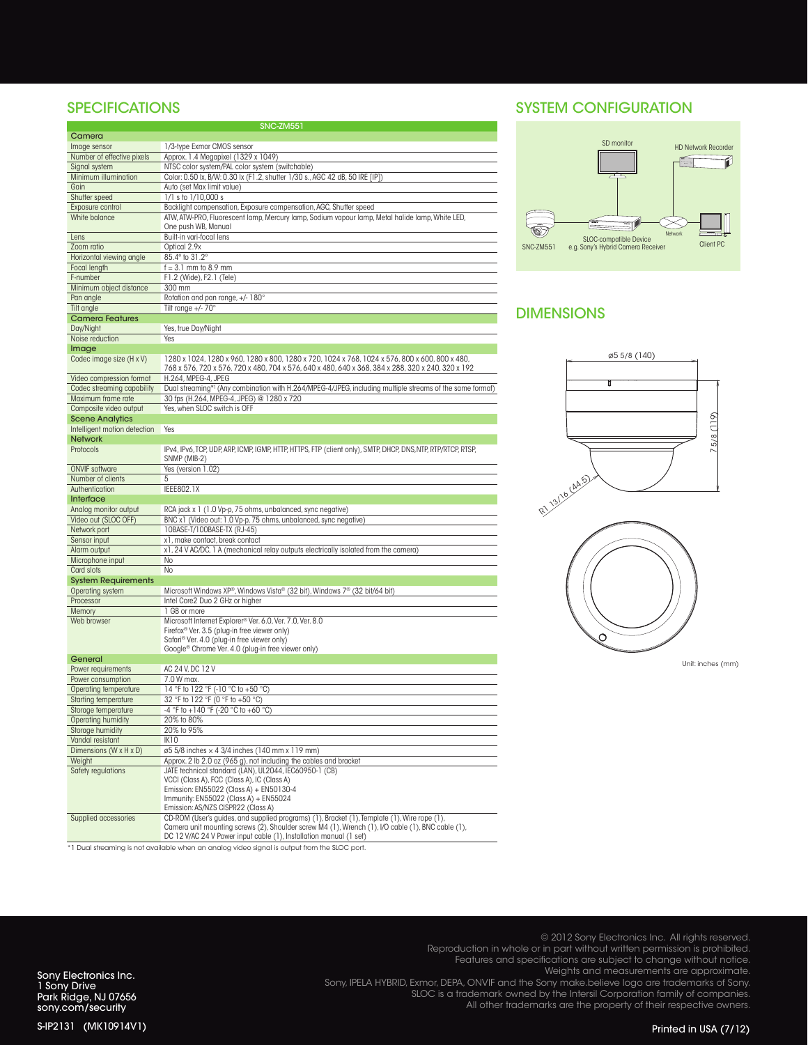## SPECIFICATIONS

| | SNC-ZM551 |
|---|---|
| **Camera** | |
| Image sensor | 1/3-type Exmor CMOS sensor |
| Number of effective pixels | Approx. 1.4 Megapixel (1329 x 1049) |
| Signal system | NTSC color system/PAL color system (switchable) |
| Minimum illumination | Color: 0.50 lx, B/W: 0.30 lx (F1.2, shutter 1/30 s., AGC 42 dB, 50 IRE [IP]) |
| Gain | Auto (set Max limit value) |
| Shutter speed | 1/1 s to 1/10,000 s |
| Exposure control | Backlight compensation, Exposure compensation, AGC, Shutter speed |
| White balance | ATW, ATW-PRO, Fluorescent lamp, Mercury lamp, Sodium vapour lamp, Metal halide lamp, White LED, One push WB, Manual |
| Lens | Built-in vari-focal lens |
| Zoom ratio | Optical 2.9x |
| Horizontal viewing angle | 85.4° to 31.2° |
| Focal length | f = 3.1 mm to 8.9 mm |
| F-number | F1.2 (Wide), F2.1 (Tele) |
| Minimum object distance | 300 mm |
| Pan angle | Rotation and pan range, +/- 180° |
| Tilt angle | Tilt range +/- 70° |
| **Camera Features** | |
| Day/Night | Yes, true Day/Night |
| Noise reduction | Yes |
| **Image** | |
| Codec image size (H x V) | 1280 x 1024, 1280 x 960, 1280 x 800, 1280 x 720, 1024 x 768, 1024 x 576, 800 x 600, 800 x 480, 768 x 576, 720 x 576, 720 x 480, 704 x 576, 640 x 480, 640 x 368, 384 x 288, 320 x 240, 320 x 192 |
| Video compression format | H.264, MPEG-4, JPEG |
| Codec streaming capability | Dual streaming*1 (Any combination with H.264/MPEG-4/JPEG, including multiple streams of the same format) |
| Maximum frame rate | 30 fps (H.264, MPEG-4, JPEG) @ 1280 x 720 |
| Composite video output | Yes, when SLOC switch is OFF |
| **Scene Analytics** | |
| Intelligent motion detection | Yes |
| **Network** | |
| Protocols | IPv4, IPv6, TCP, UDP, ARP, ICMP, IGMP, HTTP, HTTPS, FTP (client only), SMTP, DHCP, DNS, NTP, RTP/RTCP, RTSP, SNMP (MIB-2) |
| ONVIF software | Yes (version 1.02) |
| Number of clients | 5 |
| Authentication | IEEE802.1X |
| **Interface** | |
| Analog monitor output | RCA jack x 1 (1.0 Vp-p, 75 ohms, unbalanced, sync negative) |
| Video out (SLOC OFF) | BNC x1 (Video out: 1.0 Vp-p, 75 ohms, unbalanced, sync negative) |
| Network port | 10BASE-T/100BASE-TX (RJ-45) |
| Sensor input | x1, make contact, break contact |
| Alarm output | x1, 24 V AC/DC, 1 A (mechanical relay outputs electrically isolated from the camera) |
| Microphone input | No |
| Card slots | No |
| **System Requirements** | |
| Operating system | Microsoft Windows XP®, Windows Vista® (32 bit), Windows 7® (32 bit/64 bit) |
| Processor | Intel Core2 Duo 2 GHz or higher |
| Memory | 1 GB or more |
| Web browser | Microsoft Internet Explorer® Ver. 6.0, Ver. 7.0, Ver. 8.0<br>Firefox® Ver. 3.5 (plug-in free viewer only)<br>Safari® Ver. 4.0 (plug-in free viewer only)<br>Google® Chrome Ver. 4.0 (plug-in free viewer only) |
| **General** | |
| Power requirements | AC 24 V, DC 12 V |
| Power consumption | 7.0 W max. |
| Operating temperature | 14 °F to 122 °F (-10 °C to +50 °C) |
| Starting temperature | 32 °F to 122 °F (0 °F to +50 °C) |
| Storage temperature | -4 °F to +140 °F (-20 °C to +60 °C) |
| Operating humidity | 20% to 80% |
| Storage humidity | 20% to 95% |
| Vandal resistant | IK10 |
| Dimensions (W x H x D) | ø5 5/8 inches × 4 3/4 inches (140 mm x 119 mm) |
| Weight | Approx. 2 lb 2.0 oz (965 g), not including the cables and bracket |
| Safety regulations | JATE technical standard (LAN), UL2044, IEC60950-1 (CB)<br>VCCI (Class A), FCC (Class A), IC (Class A)<br>Emission: EN55022 (Class A) + EN50130-4<br>Immunity: EN55022 (Class A) + EN55024<br>Emission: AS/NZS CISPR22 (Class A) |
| Supplied accessories | CD-ROM (User's guides, and supplied programs) (1), Bracket (1), Template (1), Wire rope (1), Camera unit mounting screws (2), Shoulder screw M4 (1), Wrench (1), I/O cable (1), BNC cable (1), DC 12 V/AC 24 V Power input cable (1), Installation manual (1 set) |

*1 Dual streaming is not available when an analog video signal is output from the SLOC port.

## SYSTEM CONFIGURATION

SD monitor

HD Network Recorder

Network

SNC-ZM551

SLOC-compatible Device
e.g. Sony's Hybrid Camera Receiver

Client PC

## DIMENSIONS

ø5 5/8 (140)

7 5/8 (119)

R1 13/16 (44.5)

Unit: inches (mm)

Sony Electronics Inc.
1 Sony Drive
Park Ridge, NJ 07656
sony.com/security

S-IP2131 (MK10914V1)

© 2012 Sony Electronics Inc. All rights reserved.
Reproduction in whole or in part without written permission is prohibited.
Features and specifications are subject to change without notice.
Weights and measurements are approximate.
Sony, IPELA HYBRID, Exmor, DEPA, ONVIF and the Sony make.believe logo are trademarks of Sony.
SLOC is a trademark owned by the Intersil Corporation family of companies.
All other trademarks are the property of their respective owners.

Printed in USA (7/12)